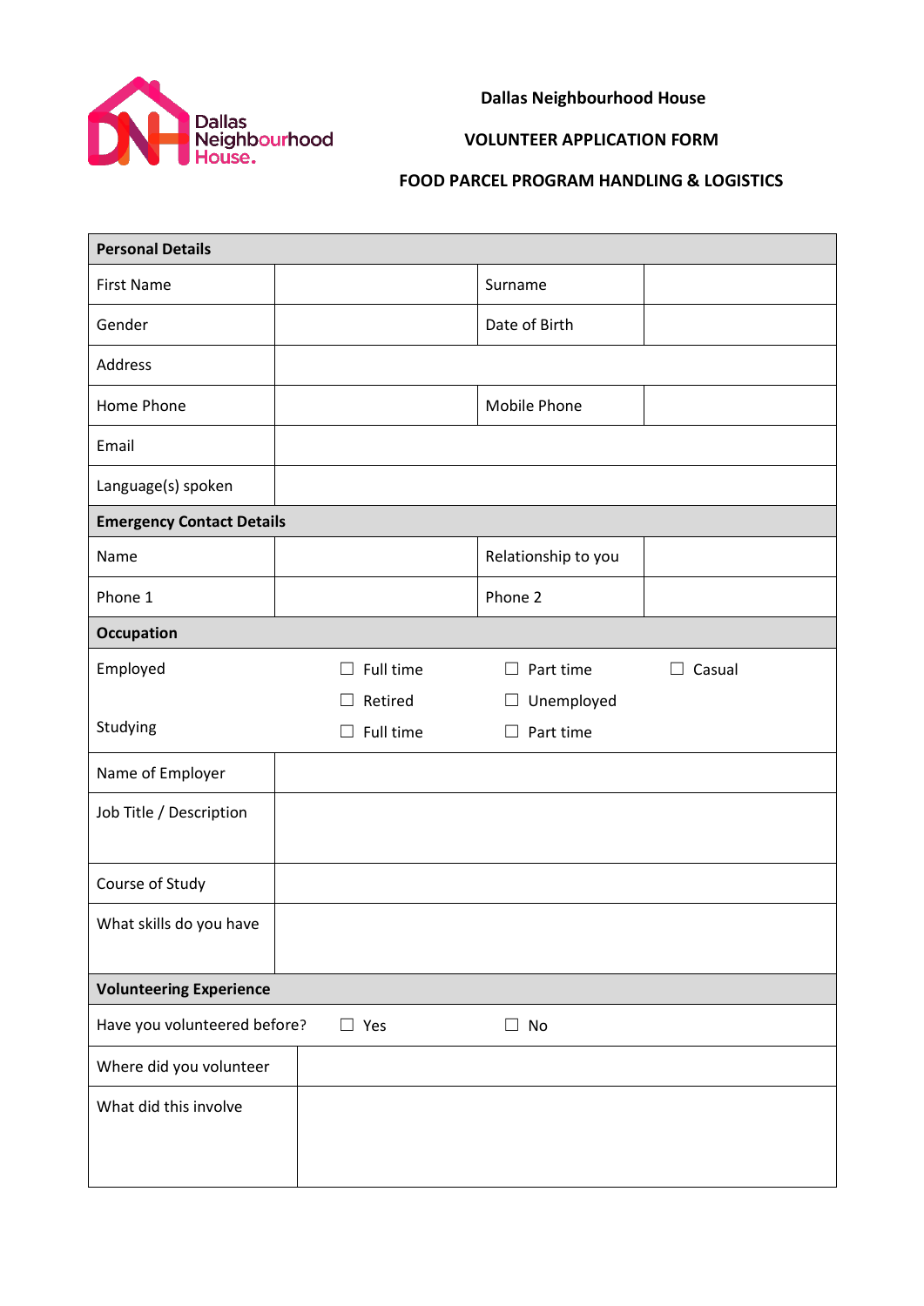Dallas Neighbourhood House

**Dallas Neighbourhood House**

**VOLUNTEER APPLICATION FORM**

**FOOD PARCEL PROGRAM HANDLING & LOGISTICS**

| **Personal Details** | | | |
|---|---|---|---|
| First Name | | Surname | |
| Gender | | Date of Birth | |
| Address | | | |
| Home Phone | | Mobile Phone | |
| Email | | | |
| Language(s) spoken | | | |
| **Emergency Contact Details** | | | |
| Name | | Relationship to you | |
| Phone 1 | | Phone 2 | |

| **Occupation** | | | |
|---|---|---|---|
| Employed | ☐ Full time | ☐ Part time | ☐ Casual |
| | ☐ Retired | ☐ Unemployed | |
| Studying | ☐ Full time | ☐ Part time | |
| Name of Employer | | | |
| Job Title / Description | | | |
| Course of Study | | | |
| What skills do you have | | | |

| **Volunteering Experience** | | |
|---|---|---|
| Have you volunteered before? | ☐ Yes | ☐ No |
| Where did you volunteer | | |
| What did this involve | | |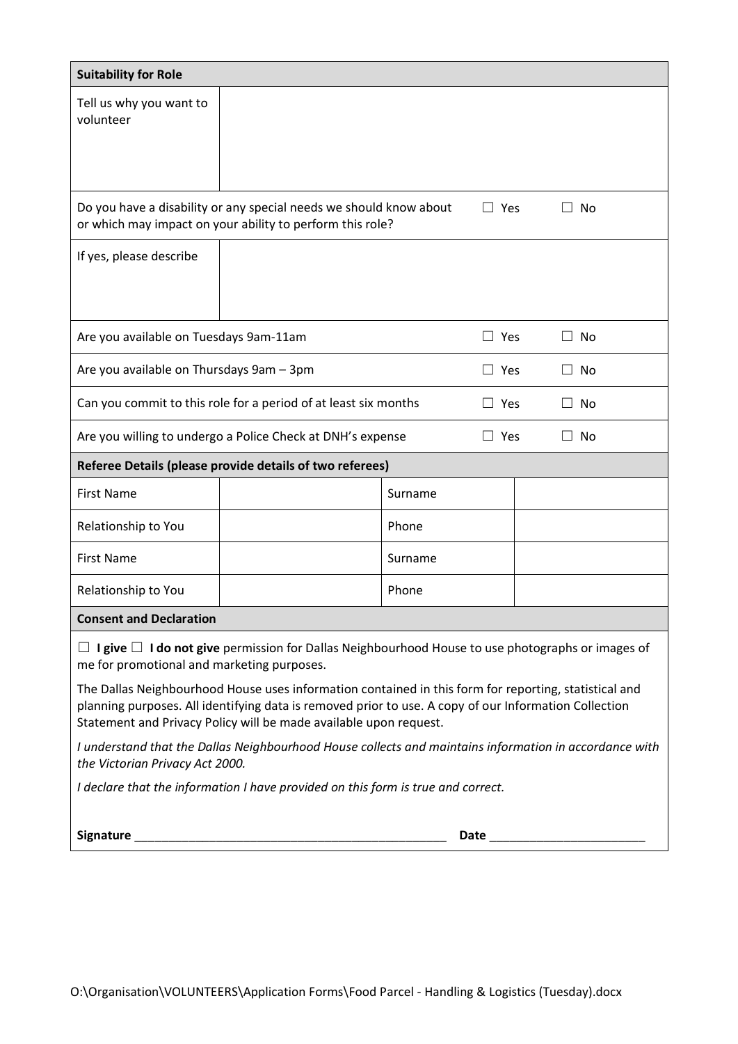| **Suitability for Role** | | | |
| --- | --- | --- | --- |
| Tell us why you want to volunteer | | | |
| Do you have a disability or any special needs we should know about or which may impact on your ability to perform this role? | | ☐ Yes | ☐ No |
| If yes, please describe | | | |
| Are you available on Tuesdays 9am-11am | | ☐ Yes | ☐ No |
| Are you available on Thursdays 9am – 3pm | | ☐ Yes | ☐ No |
| Can you commit to this role for a period of at least six months | | ☐ Yes | ☐ No |
| Are you willing to undergo a Police Check at DNH's expense | | ☐ Yes | ☐ No |

| **Referee Details (please provide details of two referees)** | | | |
| --- | --- | --- | --- |
| First Name | | Surname | |
| Relationship to You | | Phone | |
| First Name | | Surname | |
| Relationship to You | | Phone | |

**Consent and Declaration**

☐ **I give** ☐ **I do not give** permission for Dallas Neighbourhood House to use photographs or images of me for promotional and marketing purposes.

The Dallas Neighbourhood House uses information contained in this form for reporting, statistical and planning purposes. All identifying data is removed prior to use. A copy of our Information Collection Statement and Privacy Policy will be made available upon request.

*I understand that the Dallas Neighbourhood House collects and maintains information in accordance with the Victorian Privacy Act 2000.*

*I declare that the information I have provided on this form is true and correct.*

**Signature** _______________________________________________ **Date** _______________________

O:\Organisation\VOLUNTEERS\Application Forms\Food Parcel - Handling & Logistics (Tuesday).docx